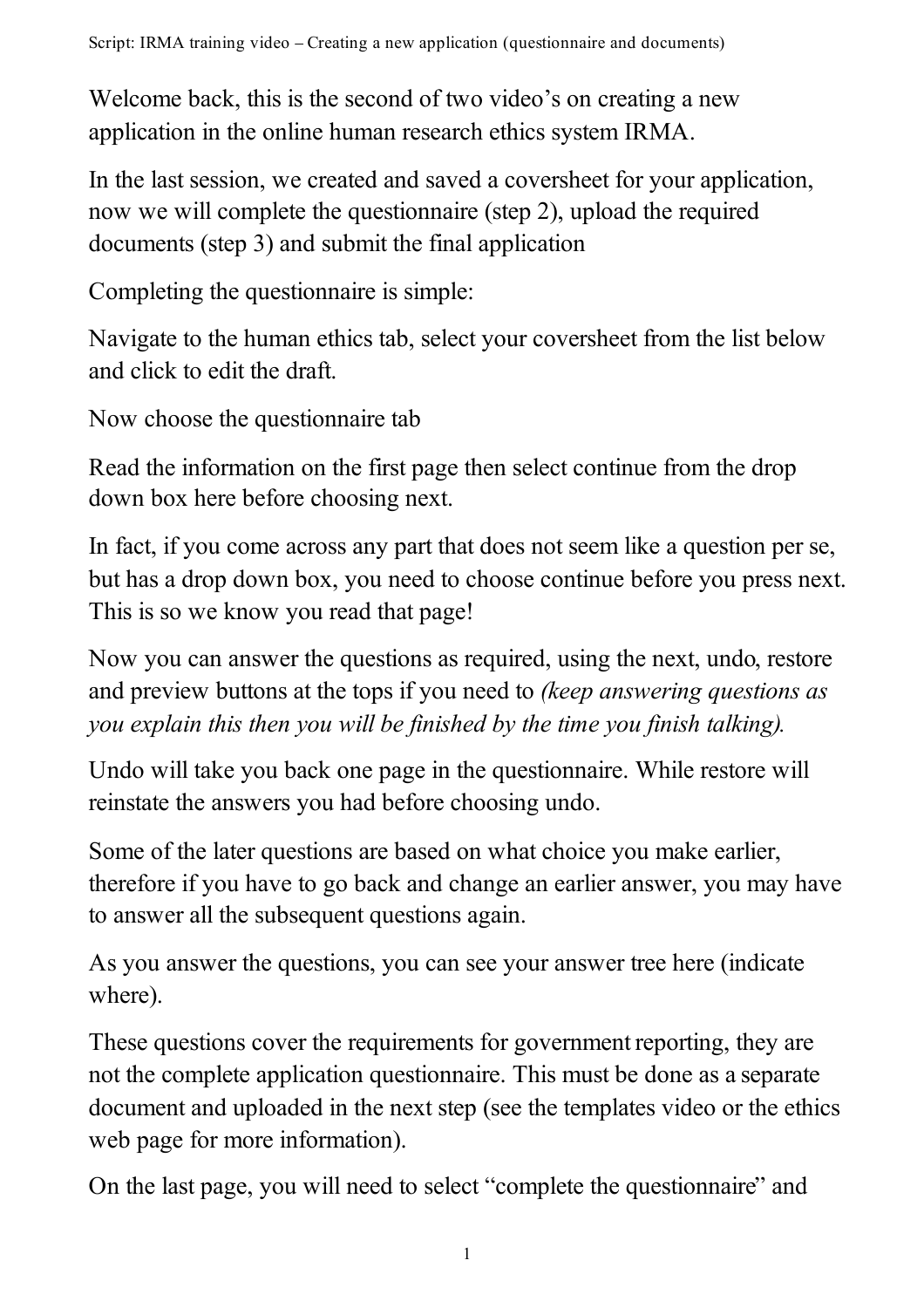Script: IRMA training video – Creating a new application (questionnaire and documents)

Welcome back, this is the second of two video's on creating a new application in the online human research ethics system IRMA.

In the last session, we created and saved a coversheet for your application, now we will complete the questionnaire (step 2), upload the required documents (step 3) and submit the final application

Completing the questionnaire is simple:

Navigate to the human ethics tab, select your coversheet from the list below and click to edit the draft.

Now choose the questionnaire tab

Read the information on the first page then select continue from the drop down box here before choosing next.

In fact, if you come across any part that does not seem like a question per se, but has a drop down box, you need to choose continue before you press next. This is so we know you read that page!

Now you can answer the questions as required, using the next, undo, restore and preview buttons at the tops if you need to *(keep answering questions as you explain this then you will be finished by the time you finish talking).*

Undo will take you back one page in the questionnaire. While restore will reinstate the answers you had before choosing undo.

Some of the later questions are based on what choice you make earlier, therefore if you have to go back and change an earlier answer, you may have to answer all the subsequent questions again.

As you answer the questions, you can see your answer tree here (indicate where).

These questions cover the requirements for government reporting, they are not the complete application questionnaire. This must be done as a separate document and uploaded in the next step (see the templates video or the ethics web page for more information).

On the last page, you will need to select "complete the questionnaire" and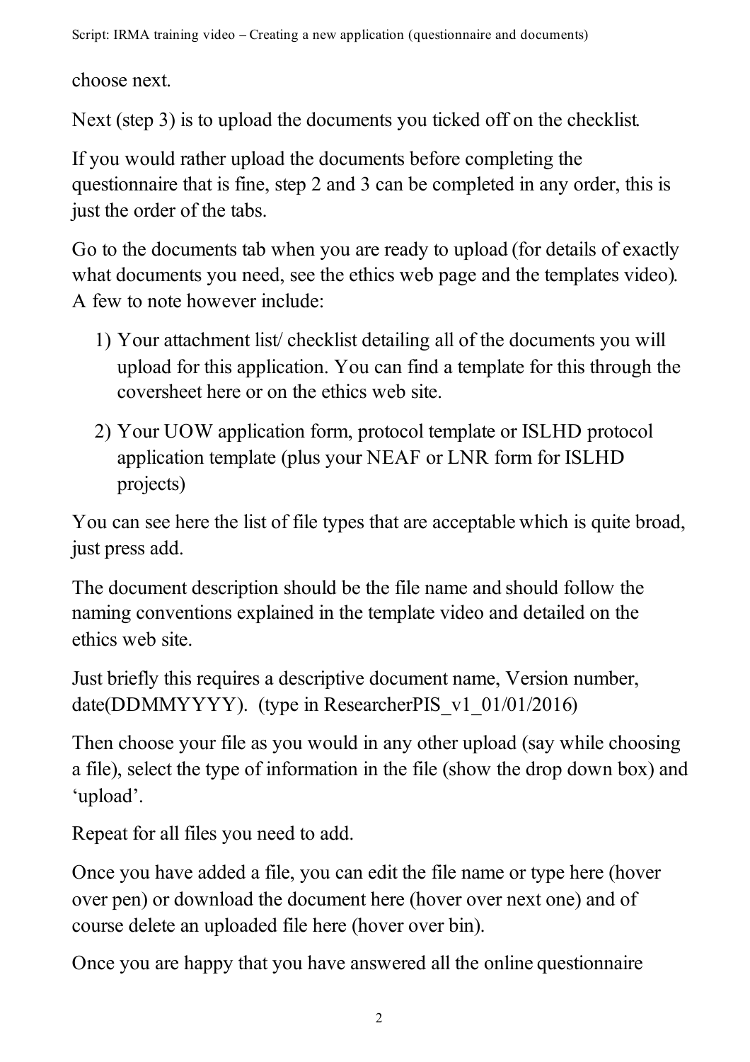choose next.

Next (step 3) is to upload the documents you ticked off on the checklist.

If you would rather upload the documents before completing the questionnaire that is fine, step 2 and 3 can be completed in any order, this is just the order of the tabs.

Go to the documents tab when you are ready to upload (for details of exactly what documents you need, see the ethics web page and the templates video). A few to note however include:

1) Your attachment list/ checklist detailing all of the documents you will upload for this application. You can find a template for this through the coversheet here or on the ethics web site.
2) Your UOW application form, protocol template or ISLHD protocol application template (plus your NEAF or LNR form for ISLHD projects)

You can see here the list of file types that are acceptable which is quite broad, just press add.

The document description should be the file name and should follow the naming conventions explained in the template video and detailed on the ethics web site.

Just briefly this requires a descriptive document name, Version number, date(DDMMYYYY). (type in ResearcherPIS_v1_01/01/2016)

Then choose your file as you would in any other upload (say while choosing a file), select the type of information in the file (show the drop down box) and 'upload'.

Repeat for all files you need to add.

Once you have added a file, you can edit the file name or type here (hover over pen) or download the document here (hover over next one) and of course delete an uploaded file here (hover over bin).

Once you are happy that you have answered all the online questionnaire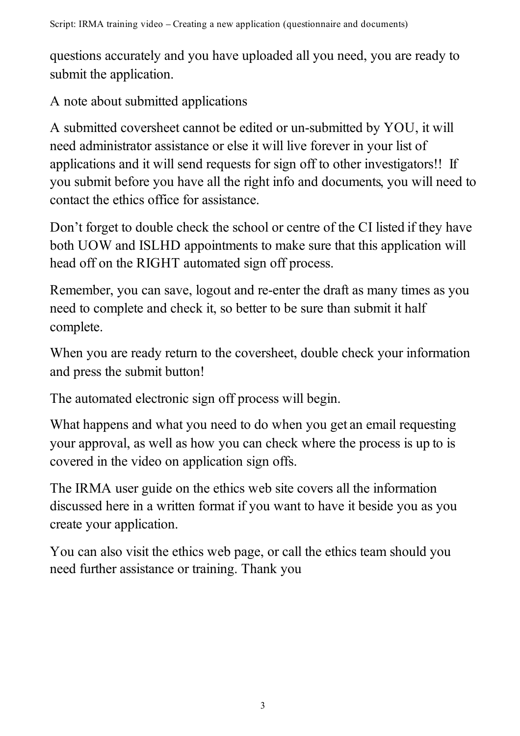questions accurately and you have uploaded all you need, you are ready to submit the application.

A note about submitted applications

A submitted coversheet cannot be edited or un-submitted by YOU, it will need administrator assistance or else it will live forever in your list of applications and it will send requests for sign off to other investigators!! If you submit before you have all the right info and documents, you will need to contact the ethics office for assistance.

Don't forget to double check the school or centre of the CI listed if they have both UOW and ISLHD appointments to make sure that this application will head off on the RIGHT automated sign off process.

Remember, you can save, logout and re-enter the draft as many times as you need to complete and check it, so better to be sure than submit it half complete.

When you are ready return to the coversheet, double check your information and press the submit button!

The automated electronic sign off process will begin.

What happens and what you need to do when you get an email requesting your approval, as well as how you can check where the process is up to is covered in the video on application sign offs.

The IRMA user guide on the ethics web site covers all the information discussed here in a written format if you want to have it beside you as you create your application.

You can also visit the ethics web page, or call the ethics team should you need further assistance or training. Thank you